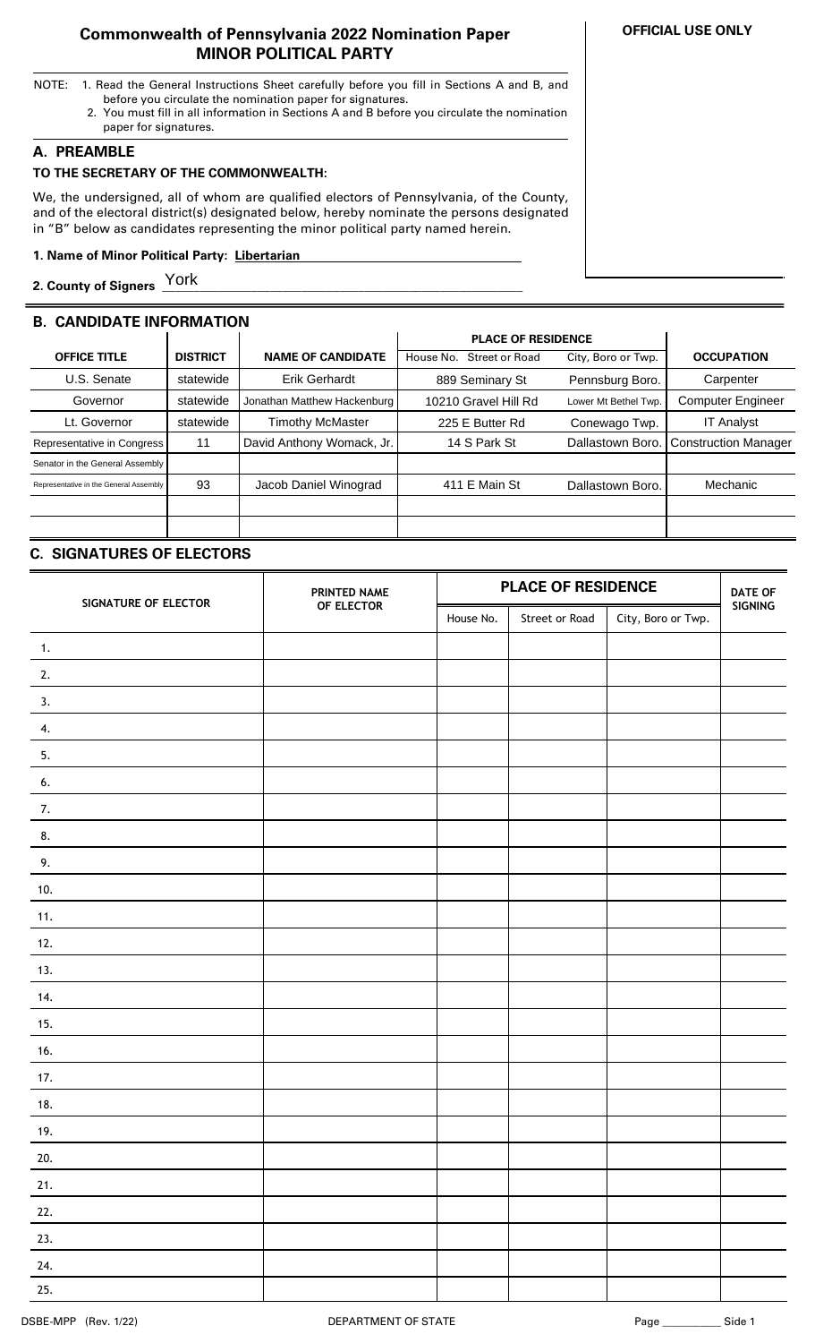# Commonwealth of Pennsylvania 2022 Nomination Paper
## MINOR POLITICAL PARTY

**OFFICIAL USE ONLY**

NOTE:
1. Read the General Instructions Sheet carefully before you fill in Sections A and B, and before you circulate the nomination paper for signatures.
2. You must fill in all information in Sections A and B before you circulate the nomination paper for signatures.

## A. PREAMBLE

**TO THE SECRETARY OF THE COMMONWEALTH:**

We, the undersigned, all of whom are qualified electors of Pennsylvania, of the County, and of the electoral district(s) designated below, hereby nominate the persons designated in "B" below as candidates representing the minor political party named herein.

**1. Name of Minor Political Party:** Libertarian

**2. County of Signers** York

## B. CANDIDATE INFORMATION

| OFFICE TITLE | DISTRICT | NAME OF CANDIDATE | PLACE OF RESIDENCE | | OCCUPATION |
|---|---|---|---|---|---|
| | | | House No. Street or Road | City, Boro or Twp. | |
| U.S. Senate | statewide | Erik Gerhardt | 889 Seminary St | Pennsburg Boro. | Carpenter |
| Governor | statewide | Jonathan Matthew Hackenburg | 10210 Gravel Hill Rd | Lower Mt Bethel Twp. | Computer Engineer |
| Lt. Governor | statewide | Timothy McMaster | 225 E Butter Rd | Conewago Twp. | IT Analyst |
| Representative in Congress | 11 | David Anthony Womack, Jr. | 14 S Park St | Dallastown Boro. | Construction Manager |
| Senator in the General Assembly | | | | | |
| Representative in the General Assembly | 93 | Jacob Daniel Winograd | 411 E Main St | Dallastown Boro. | Mechanic |
| | | | | | |
| | | | | | |

## C. SIGNATURES OF ELECTORS

| SIGNATURE OF ELECTOR | PRINTED NAME OF ELECTOR | PLACE OF RESIDENCE | | | DATE OF SIGNING |
|---|---|---|---|---|---|
| | | House No. | Street or Road | City, Boro or Twp. | |
| 1. | | | | | |
| 2. | | | | | |
| 3. | | | | | |
| 4. | | | | | |
| 5. | | | | | |
| 6. | | | | | |
| 7. | | | | | |
| 8. | | | | | |
| 9. | | | | | |
| 10. | | | | | |
| 11. | | | | | |
| 12. | | | | | |
| 13. | | | | | |
| 14. | | | | | |
| 15. | | | | | |
| 16. | | | | | |
| 17. | | | | | |
| 18. | | | | | |
| 19. | | | | | |
| 20. | | | | | |
| 21. | | | | | |
| 22. | | | | | |
| 23. | | | | | |
| 24. | | | | | |
| 25. | | | | | |

DSBE-MPP (Rev. 1/22) DEPARTMENT OF STATE Page __________ Side 1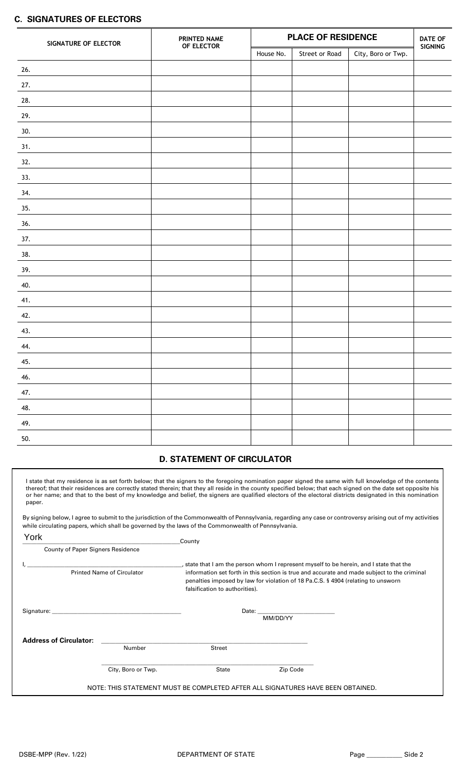## C. SIGNATURES OF ELECTORS

| SIGNATURE OF ELECTOR | PRINTED NAME OF ELECTOR | PLACE OF RESIDENCE | | | DATE OF SIGNING |
|---|---|---|---|---|---|
| | | House No. | Street or Road | City, Boro or Twp. | |
| 26. | | | | | |
| 27. | | | | | |
| 28. | | | | | |
| 29. | | | | | |
| 30. | | | | | |
| 31. | | | | | |
| 32. | | | | | |
| 33. | | | | | |
| 34. | | | | | |
| 35. | | | | | |
| 36. | | | | | |
| 37. | | | | | |
| 38. | | | | | |
| 39. | | | | | |
| 40. | | | | | |
| 41. | | | | | |
| 42. | | | | | |
| 43. | | | | | |
| 44. | | | | | |
| 45. | | | | | |
| 46. | | | | | |
| 47. | | | | | |
| 48. | | | | | |
| 49. | | | | | |
| 50. | | | | | |

## D. STATEMENT OF CIRCULATOR

I state that my residence is as set forth below; that the signers to the foregoing nomination paper signed the same with full knowledge of the contents thereof; that their residences are correctly stated therein; that they all reside in the county specified below; that each signed on the date set opposite his or her name; and that to the best of my knowledge and belief, the signers are qualified electors of the electoral districts designated in this nomination paper.

By signing below, I agree to submit to the jurisdiction of the Commonwealth of Pennsylvania, regarding any case or controversy arising out of my activities while circulating papers, which shall be governed by the laws of the Commonwealth of Pennsylvania.

York County
County of Paper Signers Residence

I, ______________________ , state that I am the person whom I represent myself to be herein, and I state that the information set forth in this section is true and accurate and made subject to the criminal penalties imposed by law for violation of 18 Pa.C.S. § 4904 (relating to unsworn falsification to authorities).
Printed Name of Circulator

Signature: ______________________ Date: ______________________
MM/DD/YY

**Address of Circulator:** ______________________
Number Street

______________________
City, Boro or Twp. State Zip Code

NOTE: THIS STATEMENT MUST BE COMPLETED AFTER ALL SIGNATURES HAVE BEEN OBTAINED.

DSBE-MPP (Rev. 1/22) DEPARTMENT OF STATE Page ______ Side 2